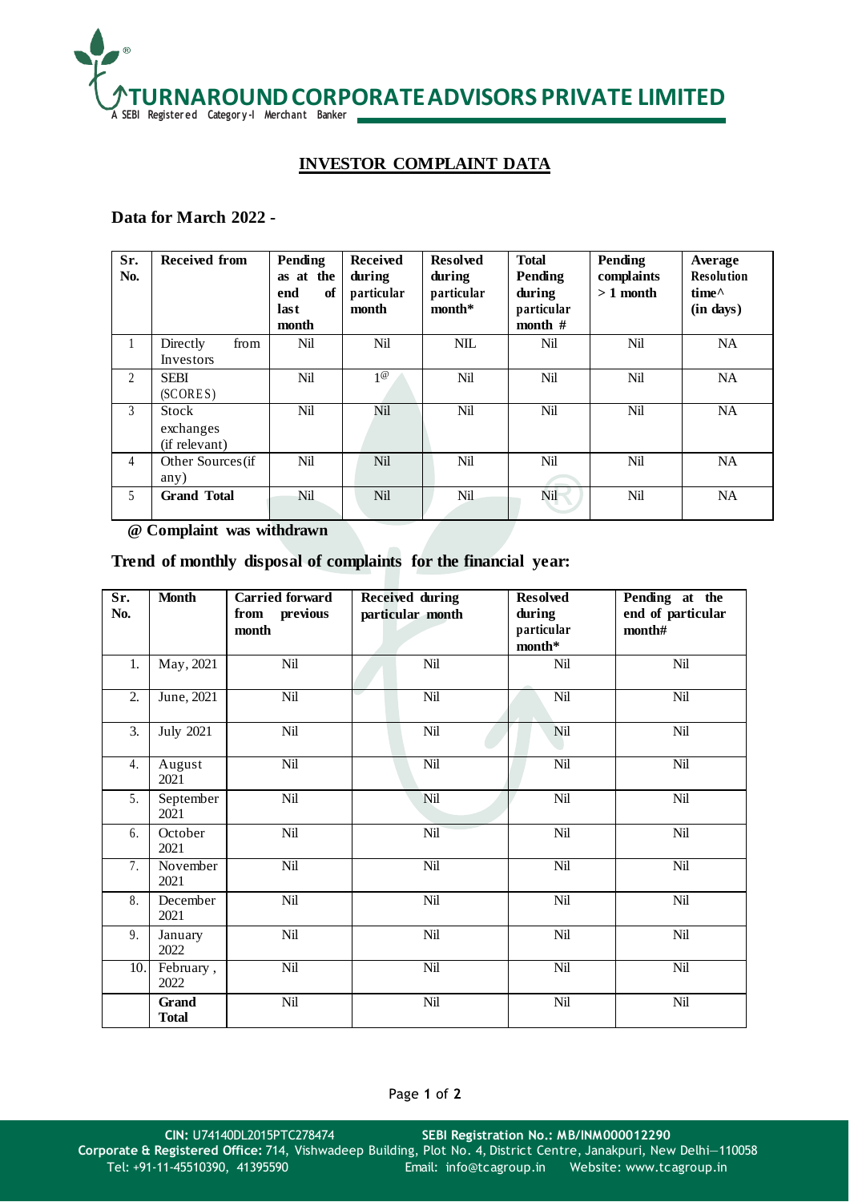# TURNAROUND CORPORATE ADVISORS PRIVATE LIMITED

A SEBI Registered Category-I Merchant Banker

## INVESTOR COMPLAINT DATA

### Data for March 2022 -

| Sr. No. | Received from | Pending as at the end of last month | Received during particular month | Resolved during particular month* | Total Pending during particular month # | Pending complaints > 1 month | Average Resolution time^ (in days) |
|---|---|---|---|---|---|---|---|
| 1 | Directly from Investors | Nil | Nil | NIL | Nil | Nil | NA |
| 2 | SEBI (SCORES) | Nil | 1@ | Nil | Nil | Nil | NA |
| 3 | Stock exchanges (if relevant) | Nil | Nil | Nil | Nil | Nil | NA |
| 4 | Other Sources(if any) | Nil | Nil | Nil | Nil | Nil | NA |
| 5 | **Grand Total** | Nil | Nil | Nil | Nil | Nil | NA |

**@ Complaint was withdrawn**

### Trend of monthly disposal of complaints for the financial year:

| Sr. No. | Month | Carried forward from previous month | Received during particular month | Resolved during particular month* | Pending at the end of particular month# |
|---|---|---|---|---|---|
| 1. | May, 2021 | Nil | Nil | Nil | Nil |
| 2. | June, 2021 | Nil | Nil | Nil | Nil |
| 3. | July 2021 | Nil | Nil | Nil | Nil |
| 4. | August 2021 | Nil | Nil | Nil | Nil |
| 5. | September 2021 | Nil | Nil | Nil | Nil |
| 6. | October 2021 | Nil | Nil | Nil | Nil |
| 7. | November 2021 | Nil | Nil | Nil | Nil |
| 8. | December 2021 | Nil | Nil | Nil | Nil |
| 9. | January 2022 | Nil | Nil | Nil | Nil |
| 10. | February , 2022 | Nil | Nil | Nil | Nil |
| | **Grand Total** | Nil | Nil | Nil | Nil |

CIN: U74140DL2015PTC278474 SEBI Registration No.: MB/INM000012290
Corporate & Registered Office: 714, Vishwadeep Building, Plot No. 4, District Centre, Janakpuri, New Delhi—110058
Tel: +91-11-45510390, 41395590 Email: info@tcagroup.in Website: www.tcagroup.in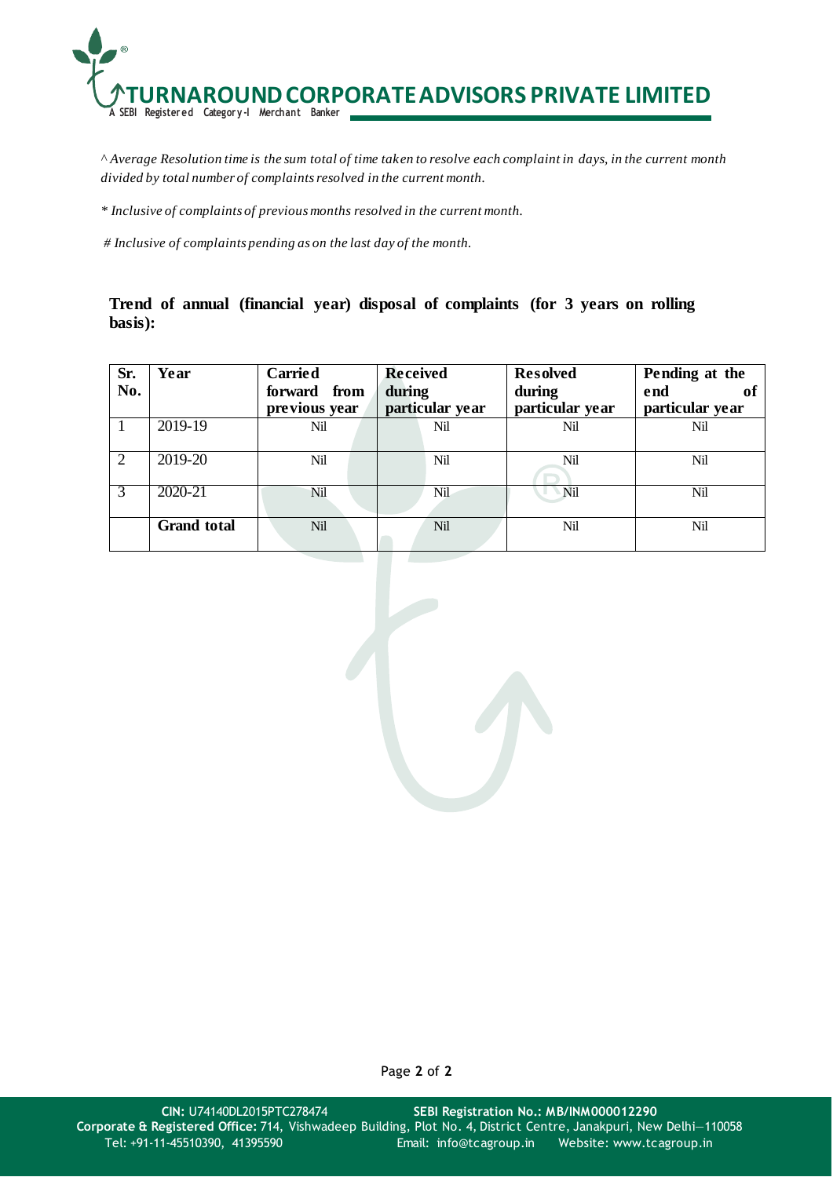*^ Average Resolution time is the sum total of time taken to resolve each complaint in days, in the current month divided by total number of complaints resolved in the current month.*

*\* Inclusive of complaints of previous months resolved in the current month.*

*# Inclusive of complaints pending as on the last day of the month.*

**Trend of annual (financial year) disposal of complaints (for 3 years on rolling basis):**

| Sr. No. | Year | Carried forward from previous year | Received during particular year | Resolved during particular year | Pending at the end of particular year |
|---|---|---|---|---|---|
| 1 | 2019-19 | Nil | Nil | Nil | Nil |
| 2 | 2019-20 | Nil | Nil | Nil | Nil |
| 3 | 2020-21 | Nil | Nil | Nil | Nil |
| | **Grand total** | Nil | Nil | Nil | Nil |